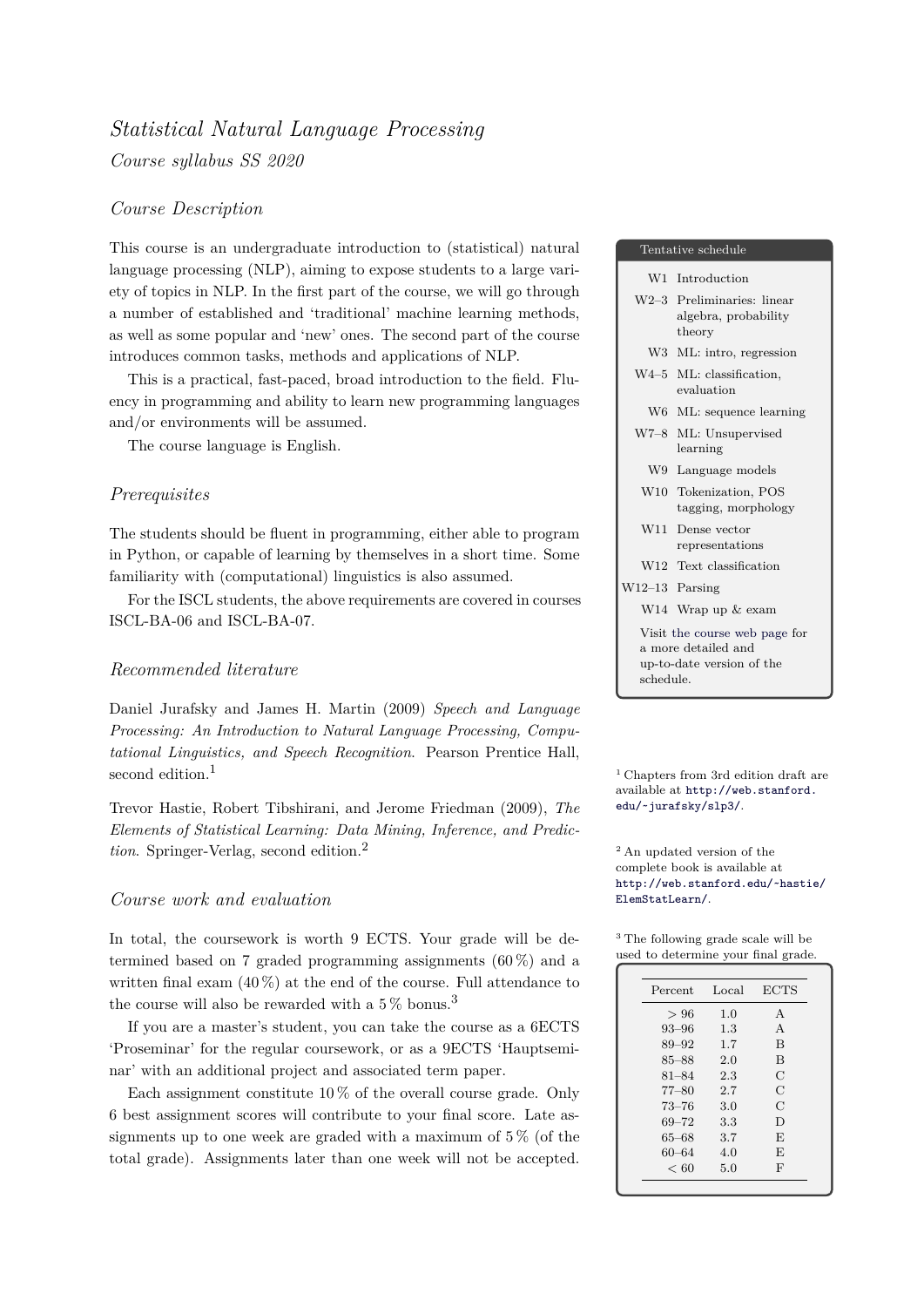# *Statistical Natural Language Processing*

*Course syllabus SS 2020*

## *Course Description*

This course is an undergraduate introduction to (statistical) natural language processing (NLP), aiming to expose students to a large variety of topics in NLP. In the first part of the course, we will go through a number of established and 'traditional' machine learning methods, as well as some popular and 'new' ones. The second part of the course introduces common tasks, methods and applications of NLP.

This is a practical, fast-paced, broad introduction to the field. Fluency in programming and ability to learn new programming languages and/or environments will be assumed.

The course language is English.

**Tentative schedule**

| | |
|---|---|
| W1 | Introduction |
| W2–3 | Preliminaries: linear algebra, probability theory |
| W3 | ML: intro, regression |
| W4–5 | ML: classification, evaluation |
| W6 | ML: sequence learning |
| W7–8 | ML: Unsupervised learning |
| W9 | Language models |
| W10 | Tokenization, POS tagging, morphology |
| W11 | Dense vector representations |
| W12 | Text classification |
| W12–13 | Parsing |
| W14 | Wrap up & exam |

Visit the course web page for a more detailed and up-to-date version of the schedule.

## *Prerequisites*

The students should be fluent in programming, either able to program in Python, or capable of learning by themselves in a short time. Some familiarity with (computational) linguistics is also assumed.

For the ISCL students, the above requirements are covered in courses ISCL-BA-06 and ISCL-BA-07.

## *Recommended literature*

Daniel Jurafsky and James H. Martin (2009) *Speech and Language Processing: An Introduction to Natural Language Processing, Computational Linguistics, and Speech Recognition*. Pearson Prentice Hall, second edition.[1]

Trevor Hastie, Robert Tibshirani, and Jerome Friedman (2009), *The Elements of Statistical Learning: Data Mining, Inference, and Prediction*. Springer-Verlag, second edition.[2]

[1] Chapters from 3rd edition draft are available at `http://web.stanford.edu/~jurafsky/slp3/`.

[2] An updated version of the complete book is available at `http://web.stanford.edu/~hastie/ElemStatLearn/`.

## *Course work and evaluation*

In total, the coursework is worth 9 ECTS. Your grade will be determined based on 7 graded programming assignments (60 %) and a written final exam (40 %) at the end of the course. Full attendance to the course will also be rewarded with a 5 % bonus.[3]

If you are a master's student, you can take the course as a 6ECTS 'Proseminar' for the regular coursework, or as a 9ECTS 'Hauptseminar' with an additional project and associated term paper.

Each assignment constitute 10 % of the overall course grade. Only 6 best assignment scores will contribute to your final score. Late assignments up to one week are graded with a maximum of 5 % (of the total grade). Assignments later than one week will not be accepted.

[3] The following grade scale will be used to determine your final grade.

| Percent | Local | ECTS |
|---|---|---|
| $> 96$ | 1.0 | A |
| 93–96 | 1.3 | A |
| 89–92 | 1.7 | B |
| 85–88 | 2.0 | B |
| 81–84 | 2.3 | C |
| 77–80 | 2.7 | C |
| 73–76 | 3.0 | C |
| 69–72 | 3.3 | D |
| 65–68 | 3.7 | E |
| 60–64 | 4.0 | E |
| $< 60$ | 5.0 | F |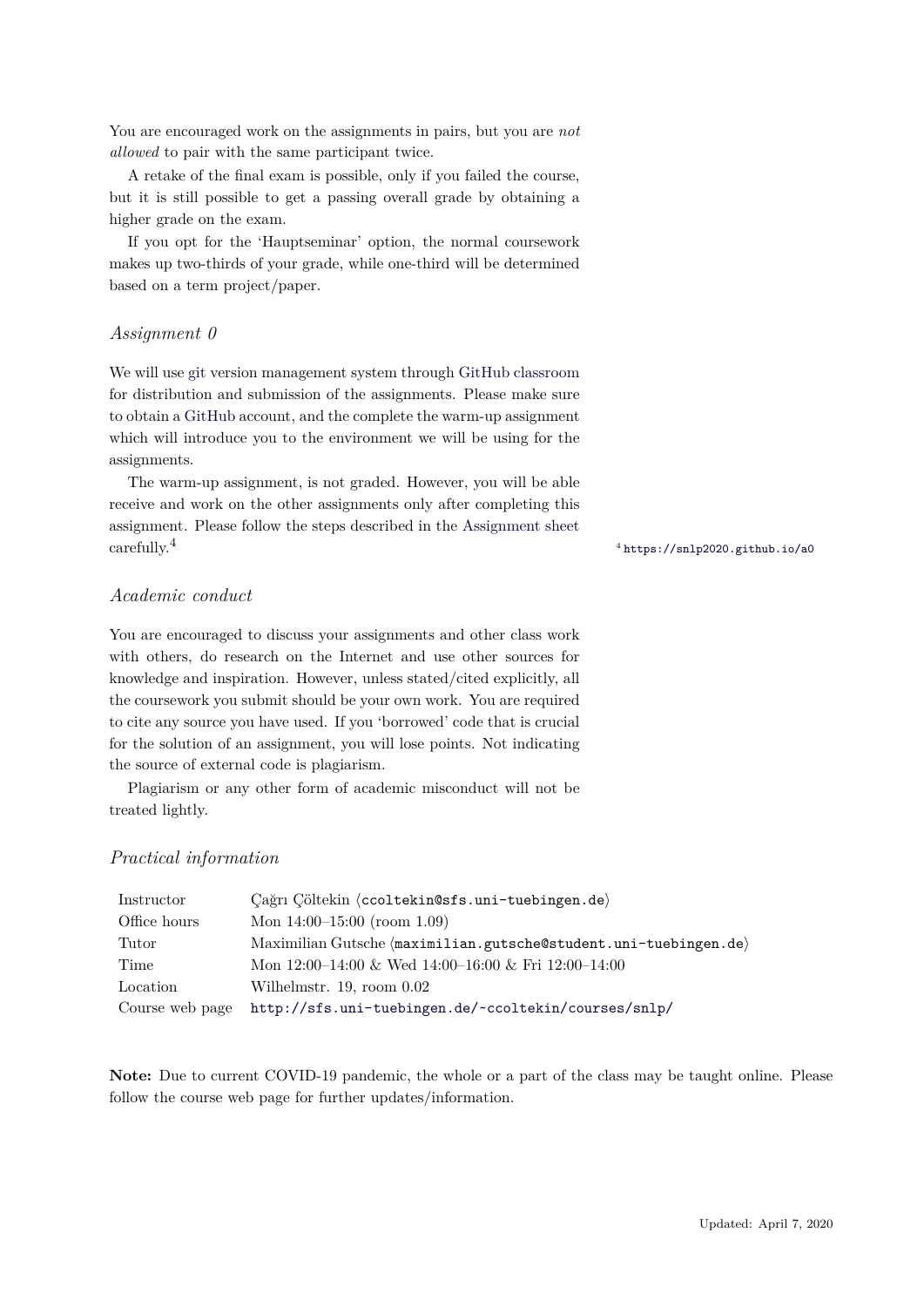You are encouraged work on the assignments in pairs, but you are *not allowed* to pair with the same participant twice.

A retake of the final exam is possible, only if you failed the course, but it is still possible to get a passing overall grade by obtaining a higher grade on the exam.

If you opt for the 'Hauptseminar' option, the normal coursework makes up two-thirds of your grade, while one-third will be determined based on a term project/paper.

## *Assignment 0*

We will use git version management system through GitHub classroom for distribution and submission of the assignments. Please make sure to obtain a GitHub account, and the complete the warm-up assignment which will introduce you to the environment we will be using for the assignments.

The warm-up assignment, is not graded. However, you will be able receive and work on the other assignments only after completing this assignment. Please follow the steps described in the Assignment sheet carefully.[4]

[4] `https://snlp2020.github.io/a0`

## *Academic conduct*

You are encouraged to discuss your assignments and other class work with others, do research on the Internet and use other sources for knowledge and inspiration. However, unless stated/cited explicitly, all the coursework you submit should be your own work. You are required to cite any source you have used. If you 'borrowed' code that is crucial for the solution of an assignment, you will lose points. Not indicating the source of external code is plagiarism.

Plagiarism or any other form of academic misconduct will not be treated lightly.

## *Practical information*

| | |
|---|---|
| Instructor | Çağrı Çöltekin ⟨`ccoltekin@sfs.uni-tuebingen.de`⟩ |
| Office hours | Mon 14:00–15:00 (room 1.09) |
| Tutor | Maximilian Gutsche ⟨`maximilian.gutsche@student.uni-tuebingen.de`⟩ |
| Time | Mon 12:00–14:00 & Wed 14:00–16:00 & Fri 12:00–14:00 |
| Location | Wilhelmstr. 19, room 0.02 |
| Course web page | `http://sfs.uni-tuebingen.de/~ccoltekin/courses/snlp/` |

**Note:** Due to current COVID-19 pandemic, the whole or a part of the class may be taught online. Please follow the course web page for further updates/information.

Updated: April 7, 2020